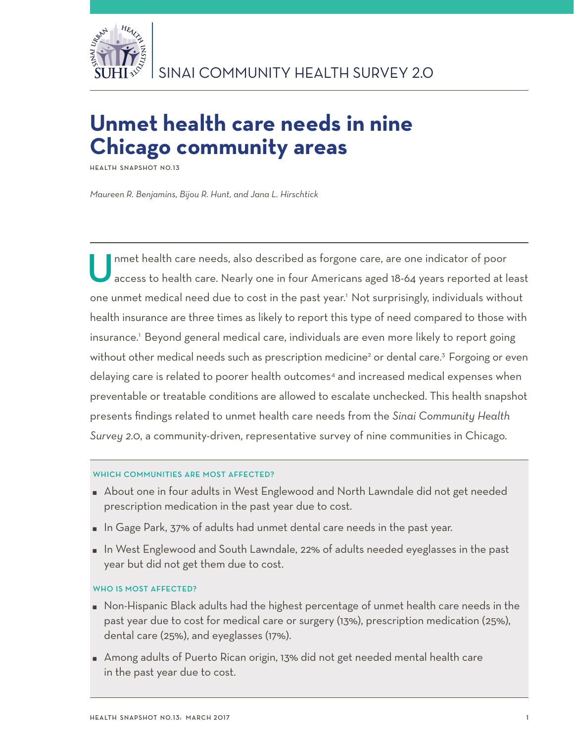SINAI COMMUNITY HEALTH SURVEY 2.0

# Unmet health care needs in nine Chicago community areas

HEALTH SNAPSHOT NO.13

*Maureen R. Benjamins, Bijou R. Hunt, and Jana L. Hirschtick*

Unmet health care needs, also described as forgone care, are one indicator of poor access to health care. Nearly one in four Americans aged 18-64 years reported at least one unmet medical need due to cost in the past year.[1] Not surprisingly, individuals without health insurance are three times as likely to report this type of need compared to those with insurance.[1] Beyond general medical care, individuals are even more likely to report going without other medical needs such as prescription medicine[2] or dental care.[3] Forgoing or even delaying care is related to poorer health outcomes[4] and increased medical expenses when preventable or treatable conditions are allowed to escalate unchecked. This health snapshot presents findings related to unmet health care needs from the *Sinai Community Health Survey 2.0*, a community-driven, representative survey of nine communities in Chicago.

### WHICH COMMUNITIES ARE MOST AFFECTED?

- About one in four adults in West Englewood and North Lawndale did not get needed prescription medication in the past year due to cost.
- In Gage Park, 37% of adults had unmet dental care needs in the past year.
- In West Englewood and South Lawndale, 22% of adults needed eyeglasses in the past year but did not get them due to cost.

### WHO IS MOST AFFECTED?

- Non-Hispanic Black adults had the highest percentage of unmet health care needs in the past year due to cost for medical care or surgery (13%), prescription medication (25%), dental care (25%), and eyeglasses (17%).
- Among adults of Puerto Rican origin, 13% did not get needed mental health care in the past year due to cost.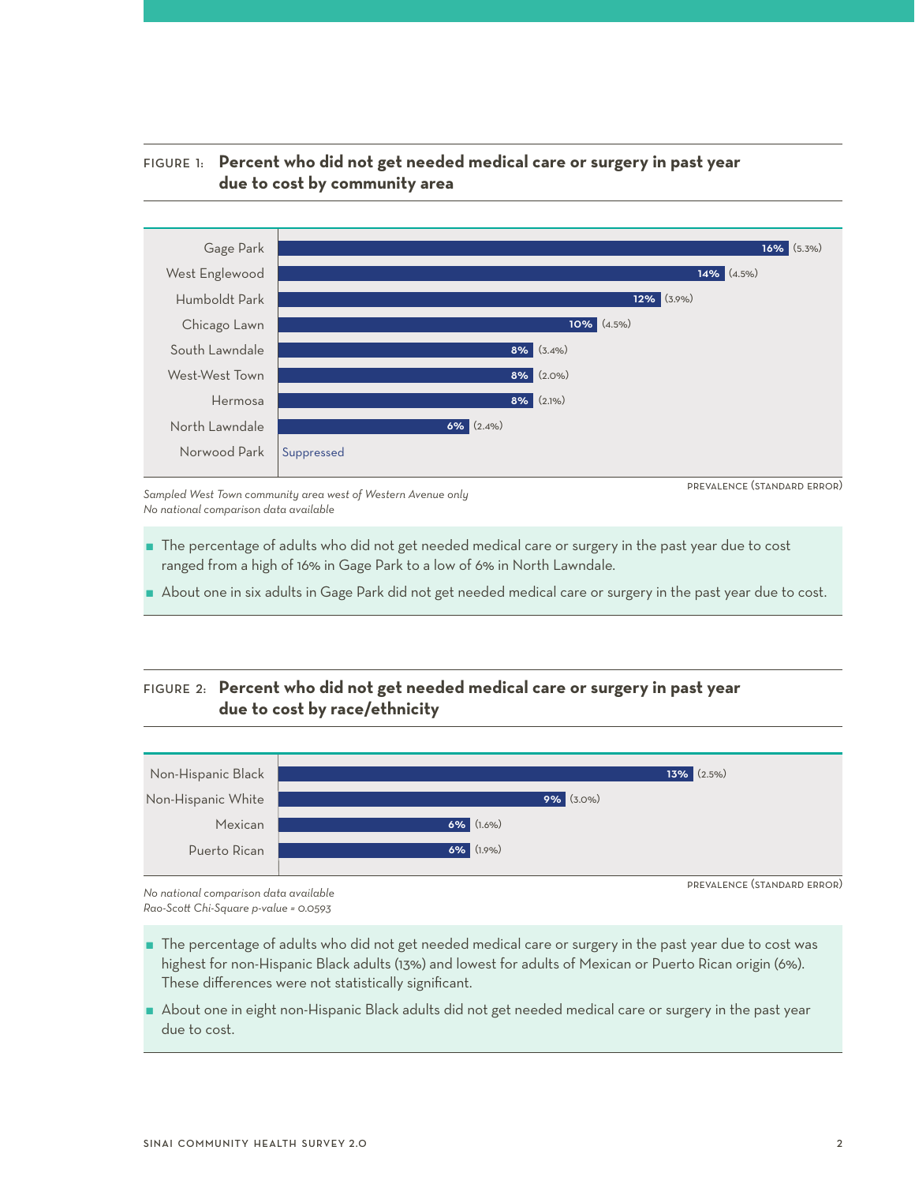**FIGURE 1: Percent who did not get needed medical care or surgery in past year due to cost by community area**

| Community area | Prevalence (Standard Error) |
| --- | --- |
| Gage Park | 16% (5.3%) |
| West Englewood | 14% (4.5%) |
| Humboldt Park | 12% (3.9%) |
| Chicago Lawn | 10% (4.5%) |
| South Lawndale | 8% (3.4%) |
| West-West Town | 8% (2.0%) |
| Hermosa | 8% (2.1%) |
| North Lawndale | 6% (2.4%) |
| Norwood Park | Suppressed |

PREVALENCE (STANDARD ERROR)

*Sampled West Town community area west of Western Avenue only*
*No national comparison data available*

- The percentage of adults who did not get needed medical care or surgery in the past year due to cost ranged from a high of 16% in Gage Park to a low of 6% in North Lawndale.
- About one in six adults in Gage Park did not get needed medical care or surgery in the past year due to cost.

**FIGURE 2: Percent who did not get needed medical care or surgery in past year due to cost by race/ethnicity**

| Race/ethnicity | Prevalence (Standard Error) |
| --- | --- |
| Non-Hispanic Black | 13% (2.5%) |
| Non-Hispanic White | 9% (3.0%) |
| Mexican | 6% (1.6%) |
| Puerto Rican | 6% (1.9%) |

PREVALENCE (STANDARD ERROR)

*No national comparison data available*
*Rao-Scott Chi-Square p-value = 0.0593*

- The percentage of adults who did not get needed medical care or surgery in the past year due to cost was highest for non-Hispanic Black adults (13%) and lowest for adults of Mexican or Puerto Rican origin (6%). These differences were not statistically significant.
- About one in eight non-Hispanic Black adults did not get needed medical care or surgery in the past year due to cost.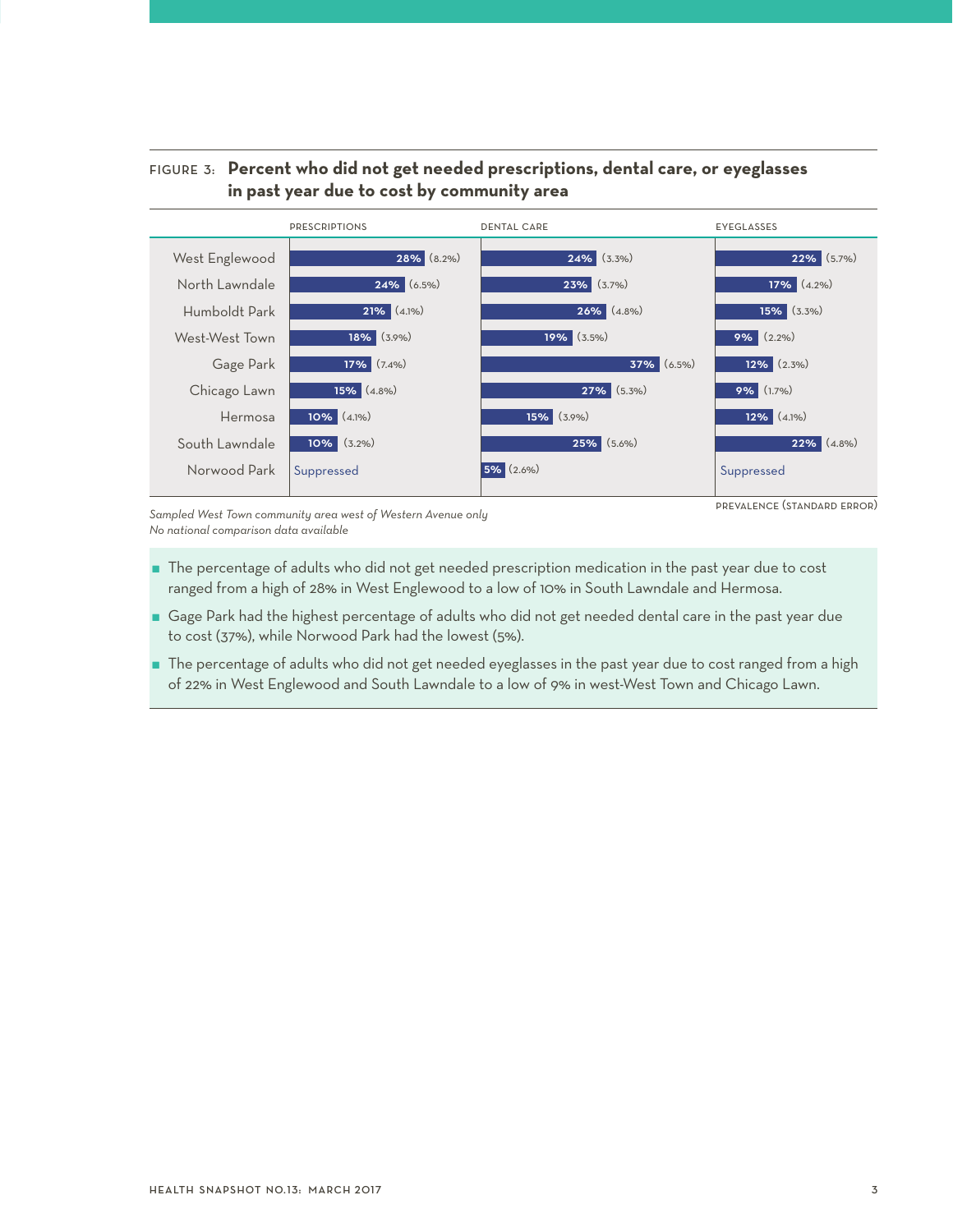FIGURE 3: **Percent who did not get needed prescriptions, dental care, or eyeglasses in past year due to cost by community area**

| | PRESCRIPTIONS | DENTAL CARE | EYEGLASSES |
|---|---|---|---|
| West Englewood | 28% (8.2%) | 24% (3.3%) | 22% (5.7%) |
| North Lawndale | 24% (6.5%) | 23% (3.7%) | 17% (4.2%) |
| Humboldt Park | 21% (4.1%) | 26% (4.8%) | 15% (3.3%) |
| West-West Town | 18% (3.9%) | 19% (3.5%) | 9% (2.2%) |
| Gage Park | 17% (7.4%) | 37% (6.5%) | 12% (2.3%) |
| Chicago Lawn | 15% (4.8%) | 27% (5.3%) | 9% (1.7%) |
| Hermosa | 10% (4.1%) | 15% (3.9%) | 12% (4.1%) |
| South Lawndale | 10% (3.2%) | 25% (5.6%) | 22% (4.8%) |
| Norwood Park | Suppressed | 5% (2.6%) | Suppressed |

PREVALENCE (STANDARD ERROR)

*Sampled West Town community area west of Western Avenue only*
*No national comparison data available*

- The percentage of adults who did not get needed prescription medication in the past year due to cost ranged from a high of 28% in West Englewood to a low of 10% in South Lawndale and Hermosa.
- Gage Park had the highest percentage of adults who did not get needed dental care in the past year due to cost (37%), while Norwood Park had the lowest (5%).
- The percentage of adults who did not get needed eyeglasses in the past year due to cost ranged from a high of 22% in West Englewood and South Lawndale to a low of 9% in west-West Town and Chicago Lawn.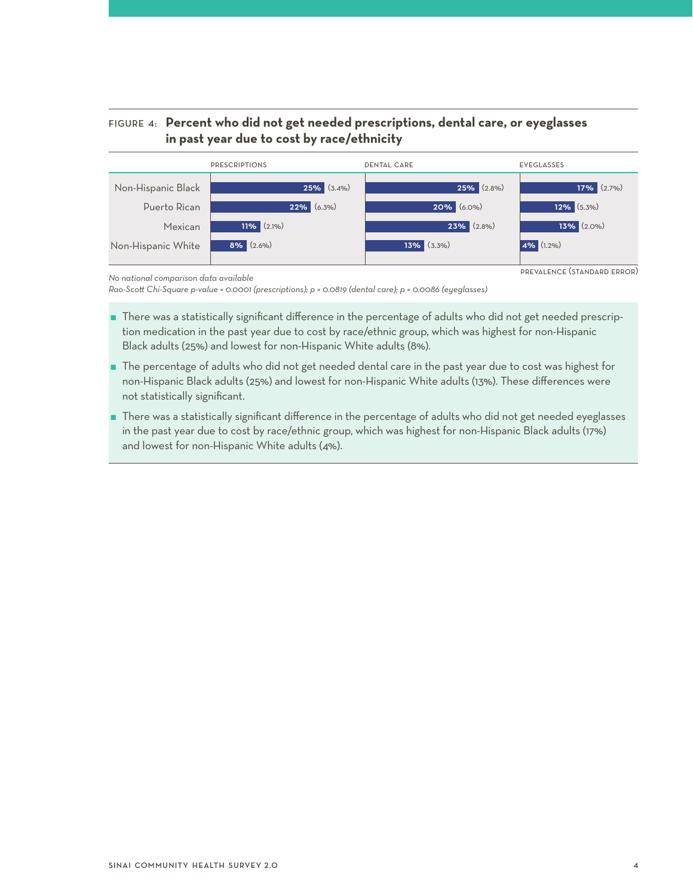**FIGURE 4: Percent who did not get needed prescriptions, dental care, or eyeglasses in past year due to cost by race/ethnicity**

| | PRESCRIPTIONS | DENTAL CARE | EYEGLASSES |
|---|---|---|---|
| Non-Hispanic Black | 25% (3.4%) | 25% (2.8%) | 17% (2.7%) |
| Puerto Rican | 22% (6.3%) | 20% (6.0%) | 12% (5.3%) |
| Mexican | 11% (2.1%) | 23% (2.8%) | 13% (2.0%) |
| Non-Hispanic White | 8% (2.6%) | 13% (3.3%) | 4% (1.2%) |

PREVALENCE (STANDARD ERROR)

*No national comparison data available*

*Rao-Scott Chi-Square p-value = 0.0001 (prescriptions); p = 0.0819 (dental care); p = 0.0086 (eyeglasses)*

- There was a statistically significant difference in the percentage of adults who did not get needed prescription medication in the past year due to cost by race/ethnic group, which was highest for non-Hispanic Black adults (25%) and lowest for non-Hispanic White adults (8%).
- The percentage of adults who did not get needed dental care in the past year due to cost was highest for non-Hispanic Black adults (25%) and lowest for non-Hispanic White adults (13%). These differences were not statistically significant.
- There was a statistically significant difference in the percentage of adults who did not get needed eyeglasses in the past year due to cost by race/ethnic group, which was highest for non-Hispanic Black adults (17%) and lowest for non-Hispanic White adults (4%).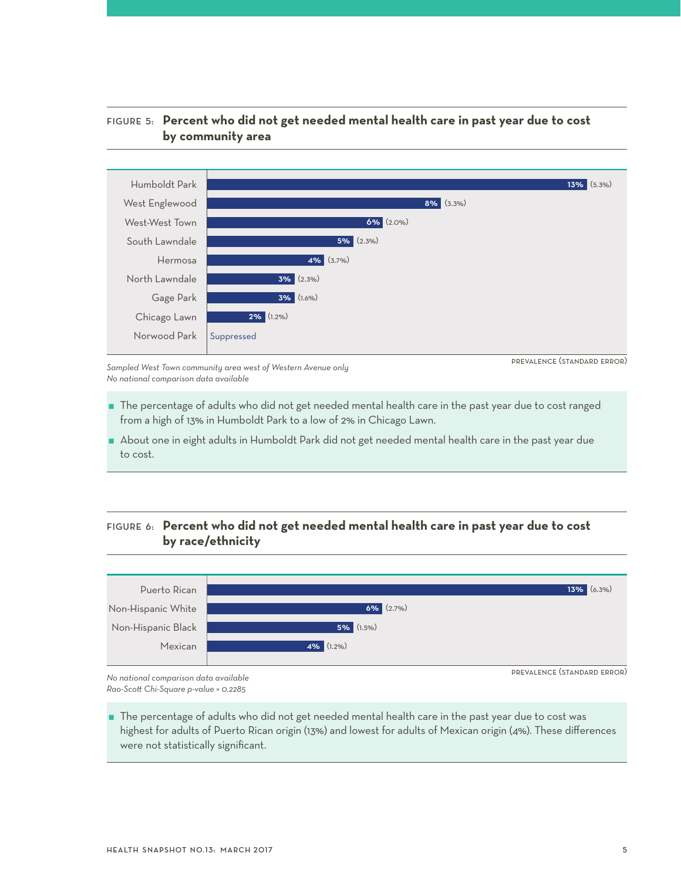**FIGURE 5: Percent who did not get needed mental health care in past year due to cost by community area**

| Community area | Prevalence (Standard error) |
|---|---|
| Humboldt Park | 13% (5.3%) |
| West Englewood | 8% (3.3%) |
| West-West Town | 6% (2.0%) |
| South Lawndale | 5% (2.3%) |
| Hermosa | 4% (3.7%) |
| North Lawndale | 3% (2.3%) |
| Gage Park | 3% (1.6%) |
| Chicago Lawn | 2% (1.2%) |
| Norwood Park | Suppressed |

PREVALENCE (STANDARD ERROR)

*Sampled West Town community area west of Western Avenue only*
*No national comparison data available*

- The percentage of adults who did not get needed mental health care in the past year due to cost ranged from a high of 13% in Humboldt Park to a low of 2% in Chicago Lawn.
- About one in eight adults in Humboldt Park did not get needed mental health care in the past year due to cost.

**FIGURE 6: Percent who did not get needed mental health care in past year due to cost by race/ethnicity**

| Race/ethnicity | Prevalence (Standard error) |
|---|---|
| Puerto Rican | 13% (6.3%) |
| Non-Hispanic White | 6% (2.7%) |
| Non-Hispanic Black | 5% (1.5%) |
| Mexican | 4% (1.2%) |

PREVALENCE (STANDARD ERROR)

*No national comparison data available*
*Rao-Scott Chi-Square p-value = 0.2285*

- The percentage of adults who did not get needed mental health care in the past year due to cost was highest for adults of Puerto Rican origin (13%) and lowest for adults of Mexican origin (4%). These differences were not statistically significant.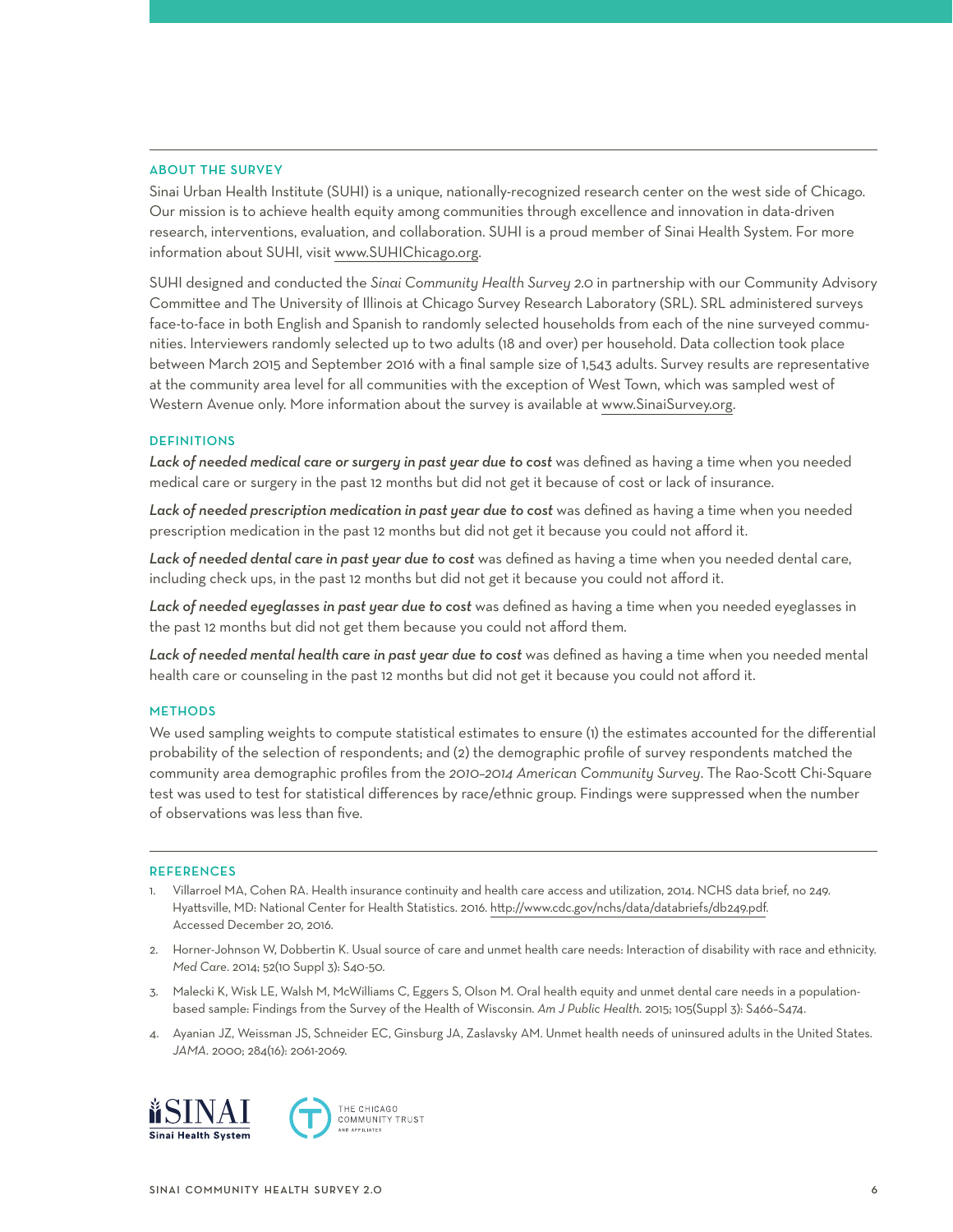## ABOUT THE SURVEY

Sinai Urban Health Institute (SUHI) is a unique, nationally-recognized research center on the west side of Chicago. Our mission is to achieve health equity among communities through excellence and innovation in data-driven research, interventions, evaluation, and collaboration. SUHI is a proud member of Sinai Health System. For more information about SUHI, visit www.SUHIChicago.org.

SUHI designed and conducted the *Sinai Community Health Survey 2.0* in partnership with our Community Advisory Committee and The University of Illinois at Chicago Survey Research Laboratory (SRL). SRL administered surveys face-to-face in both English and Spanish to randomly selected households from each of the nine surveyed communities. Interviewers randomly selected up to two adults (18 and over) per household. Data collection took place between March 2015 and September 2016 with a final sample size of 1,543 adults. Survey results are representative at the community area level for all communities with the exception of West Town, which was sampled west of Western Avenue only. More information about the survey is available at www.SinaiSurvey.org.

## DEFINITIONS

***Lack of needed medical care or surgery in past year due to cost*** was defined as having a time when you needed medical care or surgery in the past 12 months but did not get it because of cost or lack of insurance.

***Lack of needed prescription medication in past year due to cost*** was defined as having a time when you needed prescription medication in the past 12 months but did not get it because you could not afford it.

***Lack of needed dental care in past year due to cost*** was defined as having a time when you needed dental care, including check ups, in the past 12 months but did not get it because you could not afford it.

***Lack of needed eyeglasses in past year due to cost*** was defined as having a time when you needed eyeglasses in the past 12 months but did not get them because you could not afford them.

***Lack of needed mental health care in past year due to cost*** was defined as having a time when you needed mental health care or counseling in the past 12 months but did not get it because you could not afford it.

## METHODS

We used sampling weights to compute statistical estimates to ensure (1) the estimates accounted for the differential probability of the selection of respondents; and (2) the demographic profile of survey respondents matched the community area demographic profiles from the *2010–2014 American Community Survey*. The Rao-Scott Chi-Square test was used to test for statistical differences by race/ethnic group. Findings were suppressed when the number of observations was less than five.

## REFERENCES

1. Villarroel MA, Cohen RA. Health insurance continuity and health care access and utilization, 2014. NCHS data brief, no 249. Hyattsville, MD: National Center for Health Statistics. 2016. http://www.cdc.gov/nchs/data/databriefs/db249.pdf. Accessed December 20, 2016.
2. Horner-Johnson W, Dobbertin K. Usual source of care and unmet health care needs: Interaction of disability with race and ethnicity. *Med Care*. 2014; 52(10 Suppl 3): S40-50.
3. Malecki K, Wisk LE, Walsh M, McWilliams C, Eggers S, Olson M. Oral health equity and unmet dental care needs in a population-based sample: Findings from the Survey of the Health of Wisconsin. *Am J Public Health*. 2015; 105(Suppl 3): S466–S474.
4. Ayanian JZ, Weissman JS, Schneider EC, Ginsburg JA, Zaslavsky AM. Unmet health needs of uninsured adults in the United States. *JAMA*. 2000; 284(16): 2061-2069.

SINAI
Sinai Health System

THE CHICAGO COMMUNITY TRUST AND AFFILIATES